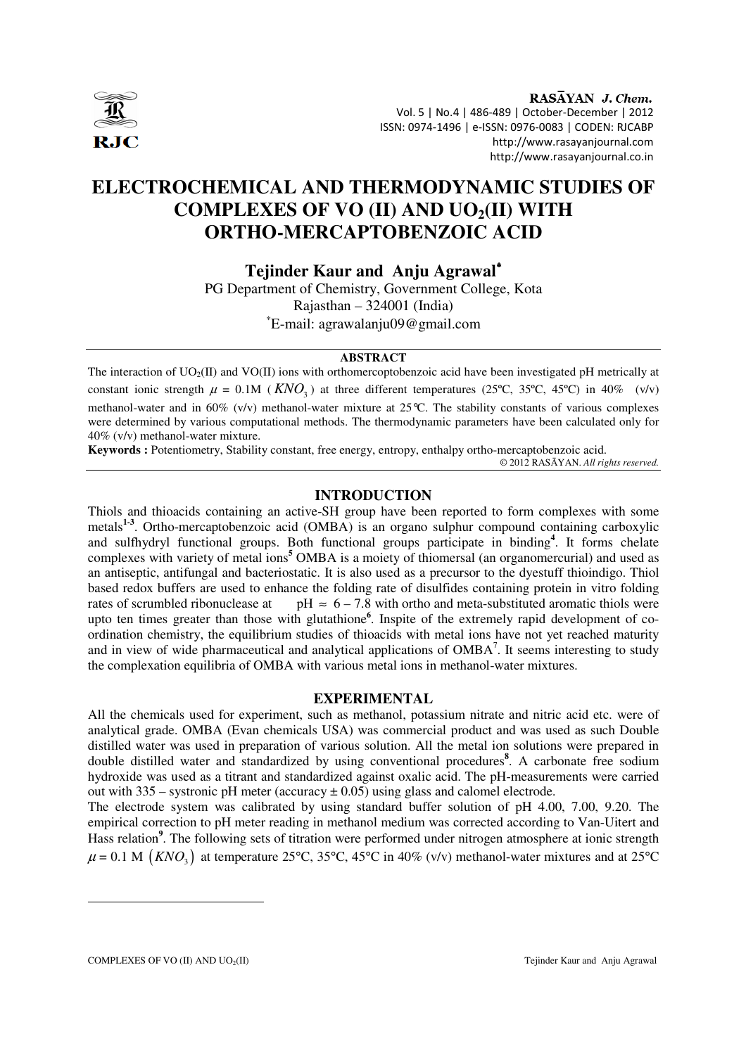# ELECTROCHEMICAL AND THERMODYNAMIC STUDIES OF COMPLEXES OF VO (II) AND $UO_2$(II) WITH ORTHO-MERCAPTOBENZOIC ACID

**Tejinder Kaur and Anju Agrawal***

PG Department of Chemistry, Government College, Kota
Rajasthan – 324001 (India)
*E-mail: agrawalanju09@gmail.com

## ABSTRACT

The interaction of $UO_2$(II) and VO(II) ions with orthomercoptobenzoic acid have been investigated pH metrically at constant ionic strength $\mu$ = 0.1M ($KNO_3$) at three different temperatures (25ºC, 35ºC, 45ºC) in 40% (v/v) methanol-water and in 60% (v/v) methanol-water mixture at 25°C. The stability constants of various complexes were determined by various computational methods. The thermodynamic parameters have been calculated only for 40% (v/v) methanol-water mixture.

**Keywords :** Potentiometry, Stability constant, free energy, entropy, enthalpy ortho-mercaptobenzoic acid.

© 2012 RASĀYAN. *All rights reserved.*

## INTRODUCTION

Thiols and thioacids containing an active-SH group have been reported to form complexes with some metals[1-3]. Ortho-mercaptobenzoic acid (OMBA) is an organo sulphur compound containing carboxylic and sulfhydryl functional groups. Both functional groups participate in binding[4]. It forms chelate complexes with variety of metal ions[5] OMBA is a moiety of thiomersal (an organomercurial) and used as an antiseptic, antifungal and bacteriostatic. It is also used as a precursor to the dyestuff thioindigo. Thiol based redox buffers are used to enhance the folding rate of disulfides containing protein in vitro folding rates of scrumbled ribonuclease at pH ≈ 6 – 7.8 with ortho and meta-substituted aromatic thiols were upto ten times greater than those with glutathione[6]. Inspite of the extremely rapid development of co-ordination chemistry, the equilibrium studies of thioacids with metal ions have not yet reached maturity and in view of wide pharmaceutical and analytical applications of OMBA[7]. It seems interesting to study the complexation equilibria of OMBA with various metal ions in methanol-water mixtures.

## EXPERIMENTAL

All the chemicals used for experiment, such as methanol, potassium nitrate and nitric acid etc. were of analytical grade. OMBA (Evan chemicals USA) was commercial product and was used as such Double distilled water was used in preparation of various solution. All the metal ion solutions were prepared in double distilled water and standardized by using conventional procedures[8]. A carbonate free sodium hydroxide was used as a titrant and standardized against oxalic acid. The pH-measurements were carried out with 335 – systronic pH meter (accuracy ± 0.05) using glass and calomel electrode.

The electrode system was calibrated by using standard buffer solution of pH 4.00, 7.00, 9.20. The empirical correction to pH meter reading in methanol medium was corrected according to Van-Uitert and Hass relation[9]. The following sets of titration were performed under nitrogen atmosphere at ionic strength $\mu$ = 0.1 M $\left(KNO_3\right)$ at temperature 25°C, 35°C, 45°C in 40% (v/v) methanol-water mixtures and at 25°C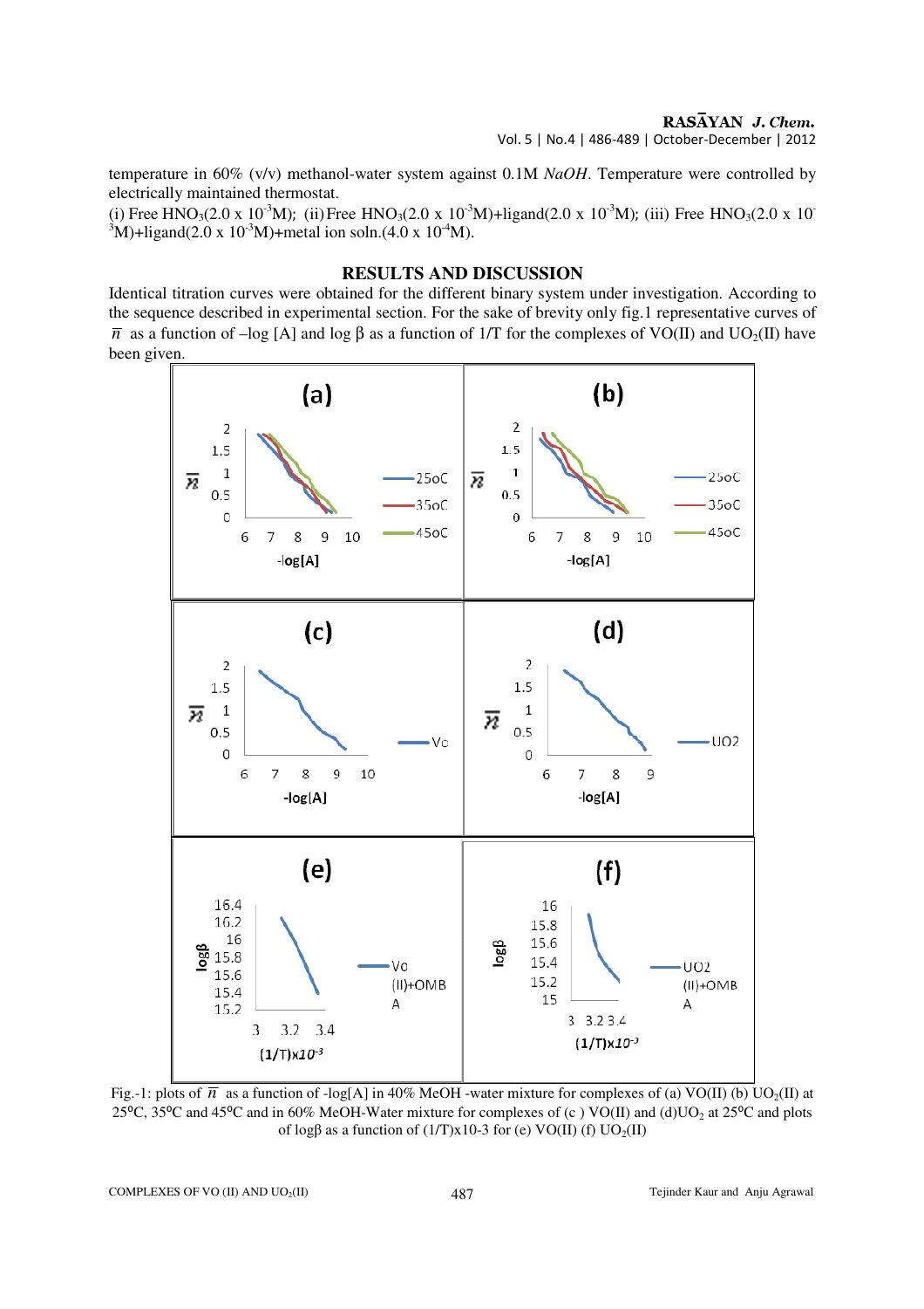temperature in 60% (v/v) methanol-water system against 0.1M *NaOH*. Temperature were controlled by electrically maintained thermostat.

(i) Free $HNO_3$(2.0 x $10^{-3}$M); (ii) Free $HNO_3$(2.0 x $10^{-3}$M)+ligand(2.0 x $10^{-3}$M); (iii) Free $HNO_3$(2.0 x $10^{-3}$M)+ligand(2.0 x $10^{-3}$M)+metal ion soln.(4.0 x $10^{-4}$M).

## RESULTS AND DISCUSSION

Identical titration curves were obtained for the different binary system under investigation. According to the sequence described in experimental section. For the sake of brevity only fig.1 representative curves of $\bar{n}$ as a function of –log [A] and log β as a function of 1/T for the complexes of VO(II) and $UO_2$(II) have been given.

Fig.-1: plots of $\bar{n}$ as a function of -log[A] in 40% MeOH -water mixture for complexes of (a) VO(II) (b) $UO_2$(II) at 25°C, 35°C and 45°C and in 60% MeOH-Water mixture for complexes of (c ) VO(II) and (d)$UO_2$ at 25°C and plots of logβ as a function of (1/T)x10-3 for (e) VO(II) (f) $UO_2$(II)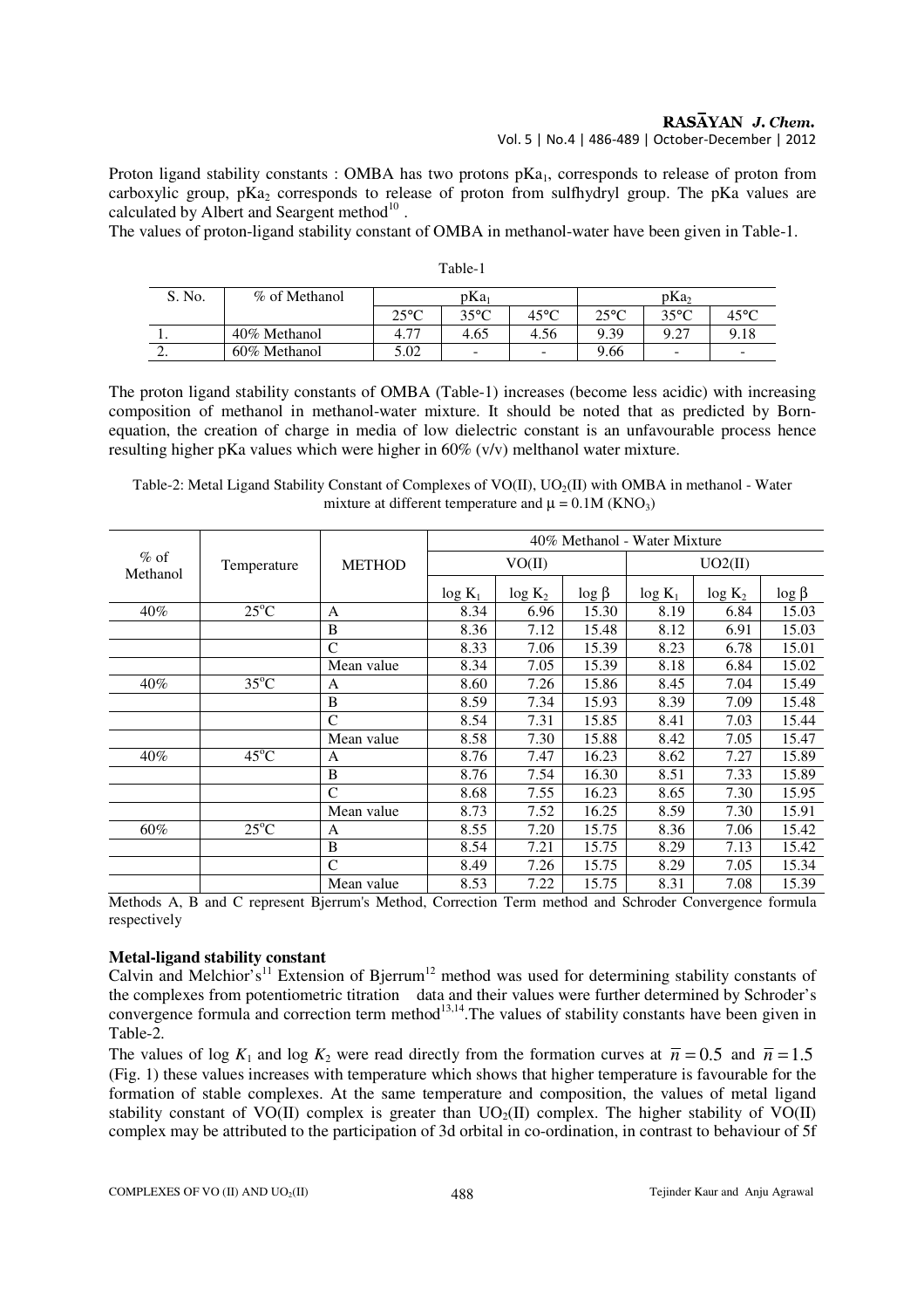Proton ligand stability constants : OMBA has two protons $pKa_1$, corresponds to release of proton from carboxylic group, $pKa_2$ corresponds to release of proton from sulfhydryl group. The pKa values are calculated by Albert and Seargent method[10] .

The values of proton-ligand stability constant of OMBA in methanol-water have been given in Table-1.

Table-1

| S. No. | % of Methanol | $pKa_1$ | | | $pKa_2$ | | |
|---|---|---|---|---|---|---|---|
| | | 25°C | 35°C | 45°C | 25°C | 35°C | 45°C |
| 1. | 40% Methanol | 4.77 | 4.65 | 4.56 | 9.39 | 9.27 | 9.18 |
| 2. | 60% Methanol | 5.02 | - | - | 9.66 | - | - |

The proton ligand stability constants of OMBA (Table-1) increases (become less acidic) with increasing composition of methanol in methanol-water mixture. It should be noted that as predicted by Born-equation, the creation of charge in media of low dielectric constant is an unfavourable process hence resulting higher pKa values which were higher in 60% (v/v) melthanol water mixture.

Table-2: Metal Ligand Stability Constant of Complexes of VO(II), $UO_2$(II) with OMBA in methanol - Water mixture at different temperature and $\mu = 0.1M$ ($KNO_3$)

| % of Methanol | Temperature | METHOD | 40% Methanol - Water Mixture | | | | | |
|---|---|---|---|---|---|---|---|---|
| | | | VO(II) | | | UO2(II) | | |
| | | | $\log K_1$ | $\log K_2$ | $\log \beta$ | $\log K_1$ | $\log K_2$ | $\log \beta$ |
| 40% | 25°C | A | 8.34 | 6.96 | 15.30 | 8.19 | 6.84 | 15.03 |
| | | B | 8.36 | 7.12 | 15.48 | 8.12 | 6.91 | 15.03 |
| | | C | 8.33 | 7.06 | 15.39 | 8.23 | 6.78 | 15.01 |
| | | Mean value | 8.34 | 7.05 | 15.39 | 8.18 | 6.84 | 15.02 |
| 40% | 35°C | A | 8.60 | 7.26 | 15.86 | 8.45 | 7.04 | 15.49 |
| | | B | 8.59 | 7.34 | 15.93 | 8.39 | 7.09 | 15.48 |
| | | C | 8.54 | 7.31 | 15.85 | 8.41 | 7.03 | 15.44 |
| | | Mean value | 8.58 | 7.30 | 15.88 | 8.42 | 7.05 | 15.47 |
| 40% | 45°C | A | 8.76 | 7.47 | 16.23 | 8.62 | 7.27 | 15.89 |
| | | B | 8.76 | 7.54 | 16.30 | 8.51 | 7.33 | 15.89 |
| | | C | 8.68 | 7.55 | 16.23 | 8.65 | 7.30 | 15.95 |
| | | Mean value | 8.73 | 7.52 | 16.25 | 8.59 | 7.30 | 15.91 |
| 60% | 25°C | A | 8.55 | 7.20 | 15.75 | 8.36 | 7.06 | 15.42 |
| | | B | 8.54 | 7.21 | 15.75 | 8.29 | 7.13 | 15.42 |
| | | C | 8.49 | 7.26 | 15.75 | 8.29 | 7.05 | 15.34 |
| | | Mean value | 8.53 | 7.22 | 15.75 | 8.31 | 7.08 | 15.39 |

Methods A, B and C represent Bjerrum's Method, Correction Term method and Schroder Convergence formula respectively

**Metal-ligand stability constant**

Calvin and Melchior's[11] Extension of Bjerrum[12] method was used for determining stability constants of the complexes from potentiometric titration data and their values were further determined by Schroder's convergence formula and correction term method[13,14].The values of stability constants have been given in Table-2.

The values of $\log K_1$ and $\log K_2$ were read directly from the formation curves at $\bar{n} = 0.5$ and $\bar{n} = 1.5$ (Fig. 1) these values increases with temperature which shows that higher temperature is favourable for the formation of stable complexes. At the same temperature and composition, the values of metal ligand stability constant of VO(II) complex is greater than $UO_2$(II) complex. The higher stability of VO(II) complex may be attributed to the participation of 3d orbital in co-ordination, in contrast to behaviour of 5f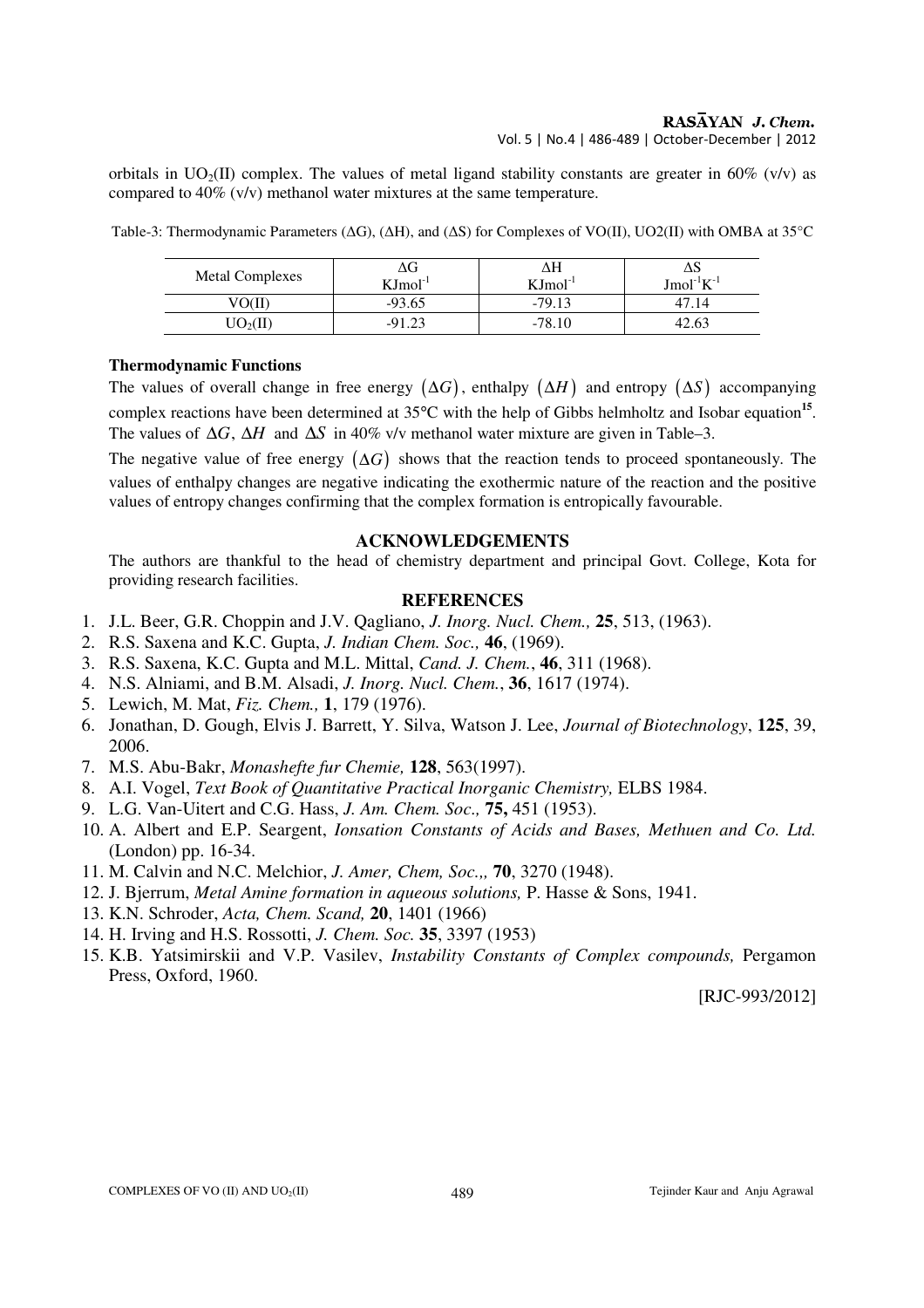orbitals in $UO_2$(II) complex. The values of metal ligand stability constants are greater in 60% (v/v) as compared to 40% (v/v) methanol water mixtures at the same temperature.

Table-3: Thermodynamic Parameters (ΔG), (ΔH), and (ΔS) for Complexes of VO(II), UO2(II) with OMBA at 35°C

| Metal Complexes | ΔG $KJmol^{-1}$ | ΔH $KJmol^{-1}$ | ΔS $Jmol^{-1}K^{-1}$ |
|---|---|---|---|
| VO(II) | -93.65 | -79.13 | 47.14 |
| $UO_2$(II) | -91.23 | -78.10 | 42.63 |

### Thermodynamic Functions

The values of overall change in free energy $(\Delta G)$, enthalpy $(\Delta H)$ and entropy $(\Delta S)$ accompanying complex reactions have been determined at 35°C with the help of Gibbs helmholtz and Isobar equation[15]. The values of $\Delta G$, $\Delta H$ and $\Delta S$ in 40% v/v methanol water mixture are given in Table–3.

The negative value of free energy $(\Delta G)$ shows that the reaction tends to proceed spontaneously. The values of enthalpy changes are negative indicating the exothermic nature of the reaction and the positive values of entropy changes confirming that the complex formation is entropically favourable.

## ACKNOWLEDGEMENTS

The authors are thankful to the head of chemistry department and principal Govt. College, Kota for providing research facilities.

## REFERENCES

1. J.L. Beer, G.R. Choppin and J.V. Qagliano, *J. Inorg. Nucl. Chem.,* **25**, 513, (1963).
2. R.S. Saxena and K.C. Gupta, *J. Indian Chem. Soc.,* **46**, (1969).
3. R.S. Saxena, K.C. Gupta and M.L. Mittal, *Cand. J. Chem.*, **46**, 311 (1968).
4. N.S. Alniami, and B.M. Alsadi, *J. Inorg. Nucl. Chem.*, **36**, 1617 (1974).
5. Lewich, M. Mat, *Fiz. Chem.,* **1**, 179 (1976).
6. Jonathan, D. Gough, Elvis J. Barrett, Y. Silva, Watson J. Lee, *Journal of Biotechnology*, **125**, 39, 2006.
7. M.S. Abu-Bakr, *Monashefte fur Chemie,* **128**, 563(1997).
8. A.I. Vogel, *Text Book of Quantitative Practical Inorganic Chemistry,* ELBS 1984.
9. L.G. Van-Uitert and C.G. Hass, *J. Am. Chem. Soc.,* **75,** 451 (1953).
10. A. Albert and E.P. Seargent, *Ionsation Constants of Acids and Bases, Methuen and Co. Ltd.* (London) pp. 16-34.
11. M. Calvin and N.C. Melchior, *J. Amer, Chem, Soc.,,* **70**, 3270 (1948).
12. J. Bjerrum, *Metal Amine formation in aqueous solutions,* P. Hasse & Sons, 1941.
13. K.N. Schroder, *Acta, Chem. Scand,* **20**, 1401 (1966)
14. H. Irving and H.S. Rossotti, *J. Chem. Soc.* **35**, 3397 (1953)
15. K.B. Yatsimirskii and V.P. Vasilev, *Instability Constants of Complex compounds,* Pergamon Press, Oxford, 1960.

[RJC-993/2012]